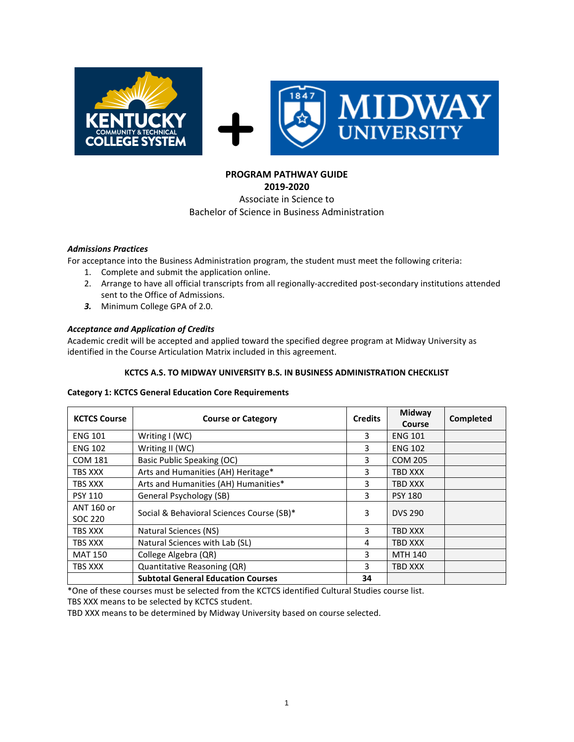**PROGRAM PATHWAY GUIDE**
**2019-2020**
Associate in Science to
Bachelor of Science in Business Administration

***Admissions Practices***

For acceptance into the Business Administration program, the student must meet the following criteria:

1. Complete and submit the application online.
2. Arrange to have all official transcripts from all regionally-accredited post-secondary institutions attended sent to the Office of Admissions.
3. Minimum College GPA of 2.0.

***Acceptance and Application of Credits***

Academic credit will be accepted and applied toward the specified degree program at Midway University as identified in the Course Articulation Matrix included in this agreement.

**KCTCS A.S. TO MIDWAY UNIVERSITY B.S. IN BUSINESS ADMINISTRATION CHECKLIST**

**Category 1: KCTCS General Education Core Requirements**

| KCTCS Course | Course or Category | Credits | Midway Course | Completed |
|---|---|---|---|---|
| ENG 101 | Writing I (WC) | 3 | ENG 101 | |
| ENG 102 | Writing II (WC) | 3 | ENG 102 | |
| COM 181 | Basic Public Speaking (OC) | 3 | COM 205 | |
| TBS XXX | Arts and Humanities (AH) Heritage* | 3 | TBD XXX | |
| TBS XXX | Arts and Humanities (AH) Humanities* | 3 | TBD XXX | |
| PSY 110 | General Psychology (SB) | 3 | PSY 180 | |
| ANT 160 or SOC 220 | Social & Behavioral Sciences Course (SB)* | 3 | DVS 290 | |
| TBS XXX | Natural Sciences (NS) | 3 | TBD XXX | |
| TBS XXX | Natural Sciences with Lab (SL) | 4 | TBD XXX | |
| MAT 150 | College Algebra (QR) | 3 | MTH 140 | |
| TBS XXX | Quantitative Reasoning (QR) | 3 | TBD XXX | |
| | **Subtotal General Education Courses** | **34** | | |

*One of these courses must be selected from the KCTCS identified Cultural Studies course list.
TBS XXX means to be selected by KCTCS student.
TBD XXX means to be determined by Midway University based on course selected.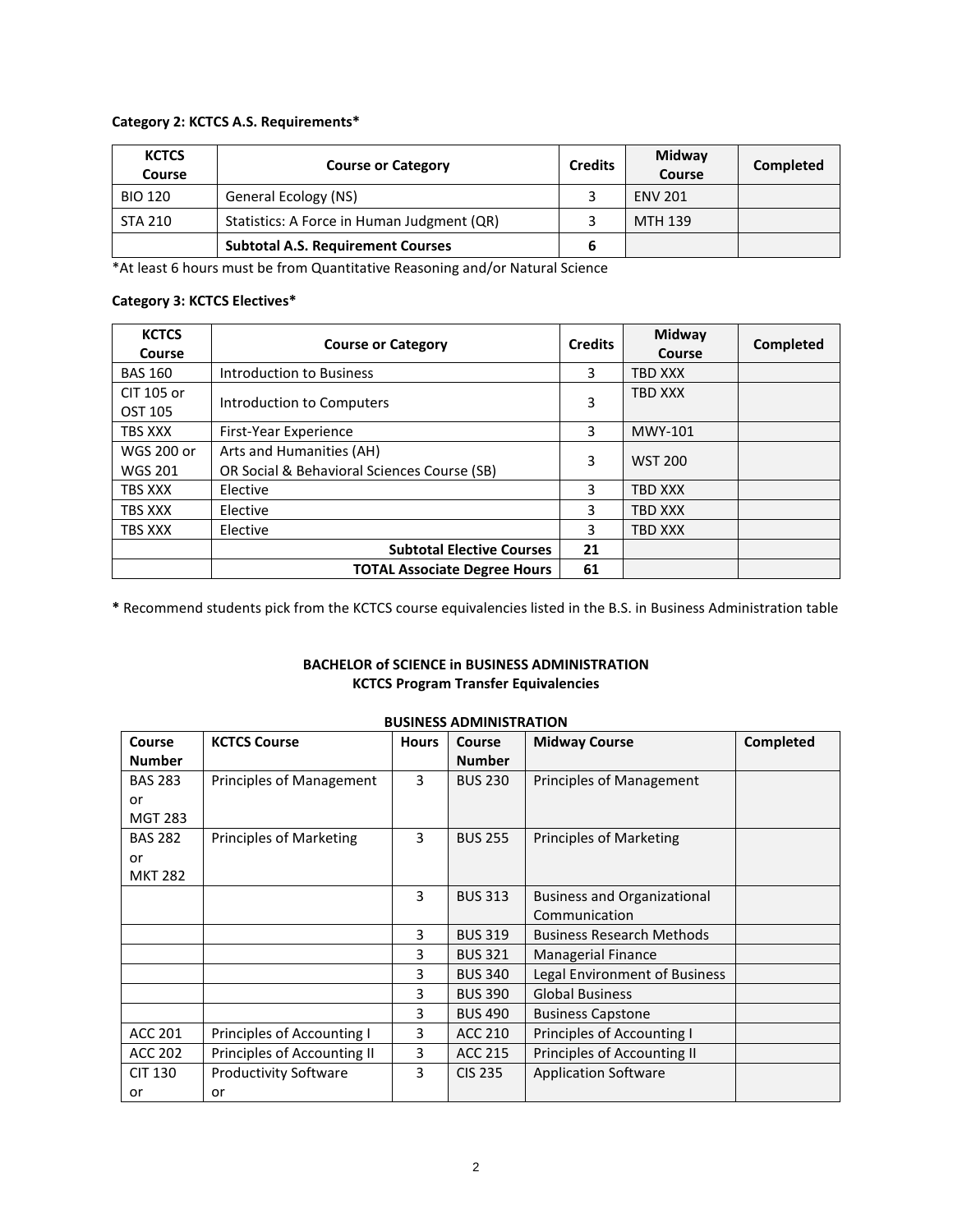**Category 2: KCTCS A.S. Requirements***

| KCTCS Course | Course or Category | Credits | Midway Course | Completed |
|---|---|---|---|---|
| BIO 120 | General Ecology (NS) | 3 | ENV 201 | |
| STA 210 | Statistics: A Force in Human Judgment (QR) | 3 | MTH 139 | |
| | **Subtotal A.S. Requirement Courses** | **6** | | |

*At least 6 hours must be from Quantitative Reasoning and/or Natural Science

**Category 3: KCTCS Electives***

| KCTCS Course | Course or Category | Credits | Midway Course | Completed |
|---|---|---|---|---|
| BAS 160 | Introduction to Business | 3 | TBD XXX | |
| CIT 105 or OST 105 | Introduction to Computers | 3 | TBD XXX | |
| TBS XXX | First-Year Experience | 3 | MWY-101 | |
| WGS 200 or WGS 201 | Arts and Humanities (AH) OR Social & Behavioral Sciences Course (SB) | 3 | WST 200 | |
| TBS XXX | Elective | 3 | TBD XXX | |
| TBS XXX | Elective | 3 | TBD XXX | |
| TBS XXX | Elective | 3 | TBD XXX | |
| | **Subtotal Elective Courses** | **21** | | |
| | **TOTAL Associate Degree Hours** | **61** | | |

**\*** Recommend students pick from the KCTCS course equivalencies listed in the B.S. in Business Administration table

**BACHELOR of SCIENCE in BUSINESS ADMINISTRATION**
**KCTCS Program Transfer Equivalencies**

**BUSINESS ADMINISTRATION**

| Course Number | KCTCS Course | Hours | Course Number | Midway Course | Completed |
|---|---|---|---|---|---|
| BAS 283 or MGT 283 | Principles of Management | 3 | BUS 230 | Principles of Management | |
| BAS 282 or MKT 282 | Principles of Marketing | 3 | BUS 255 | Principles of Marketing | |
| | | 3 | BUS 313 | Business and Organizational Communication | |
| | | 3 | BUS 319 | Business Research Methods | |
| | | 3 | BUS 321 | Managerial Finance | |
| | | 3 | BUS 340 | Legal Environment of Business | |
| | | 3 | BUS 390 | Global Business | |
| | | 3 | BUS 490 | Business Capstone | |
| ACC 201 | Principles of Accounting I | 3 | ACC 210 | Principles of Accounting I | |
| ACC 202 | Principles of Accounting II | 3 | ACC 215 | Principles of Accounting II | |
| CIT 130 or | Productivity Software or | 3 | CIS 235 | Application Software | |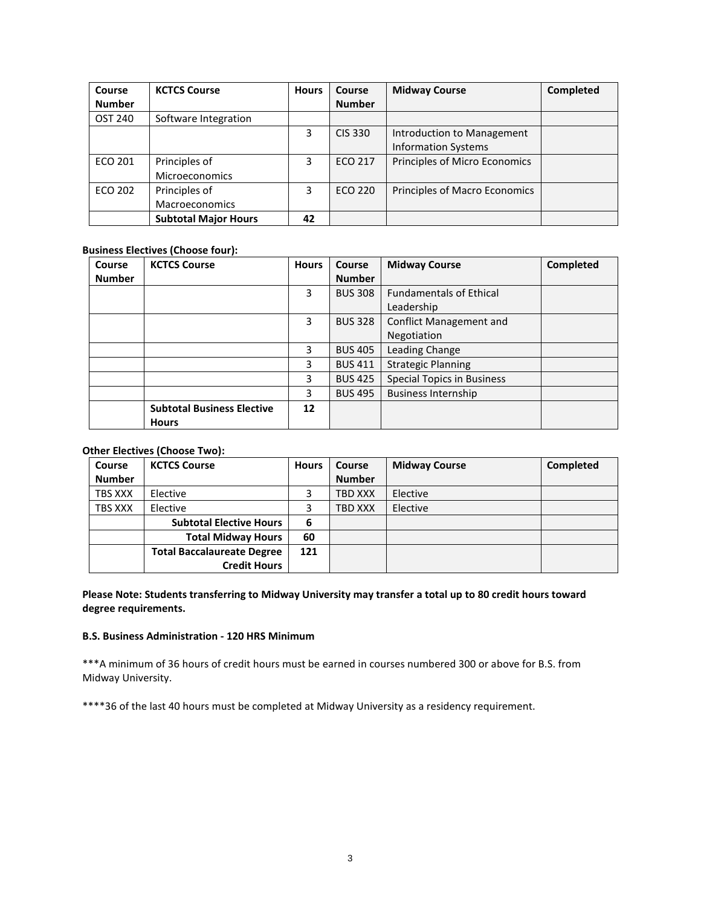| Course Number | KCTCS Course | Hours | Course Number | Midway Course | Completed |
|---|---|---|---|---|---|
| OST 240 | Software Integration | | | | |
| | | 3 | CIS 330 | Introduction to Management Information Systems | |
| ECO 201 | Principles of Microeconomics | 3 | ECO 217 | Principles of Micro Economics | |
| ECO 202 | Principles of Macroeconomics | 3 | ECO 220 | Principles of Macro Economics | |
| | **Subtotal Major Hours** | **42** | | | |

**Business Electives (Choose four):**

| Course Number | KCTCS Course | Hours | Course Number | Midway Course | Completed |
|---|---|---|---|---|---|
| | | 3 | BUS 308 | Fundamentals of Ethical Leadership | |
| | | 3 | BUS 328 | Conflict Management and Negotiation | |
| | | 3 | BUS 405 | Leading Change | |
| | | 3 | BUS 411 | Strategic Planning | |
| | | 3 | BUS 425 | Special Topics in Business | |
| | | 3 | BUS 495 | Business Internship | |
| | **Subtotal Business Elective Hours** | **12** | | | |

**Other Electives (Choose Two):**

| Course Number | KCTCS Course | Hours | Course Number | Midway Course | Completed |
|---|---|---|---|---|---|
| TBS XXX | Elective | 3 | TBD XXX | Elective | |
| TBS XXX | Elective | 3 | TBD XXX | Elective | |
| | **Subtotal Elective Hours** | **6** | | | |
| | **Total Midway Hours** | **60** | | | |
| | **Total Baccalaureate Degree Credit Hours** | **121** | | | |

**Please Note: Students transferring to Midway University may transfer a total up to 80 credit hours toward degree requirements.**

**B.S. Business Administration - 120 HRS Minimum**

***A minimum of 36 hours of credit hours must be earned in courses numbered 300 or above for B.S. from Midway University.

****36 of the last 40 hours must be completed at Midway University as a residency requirement.